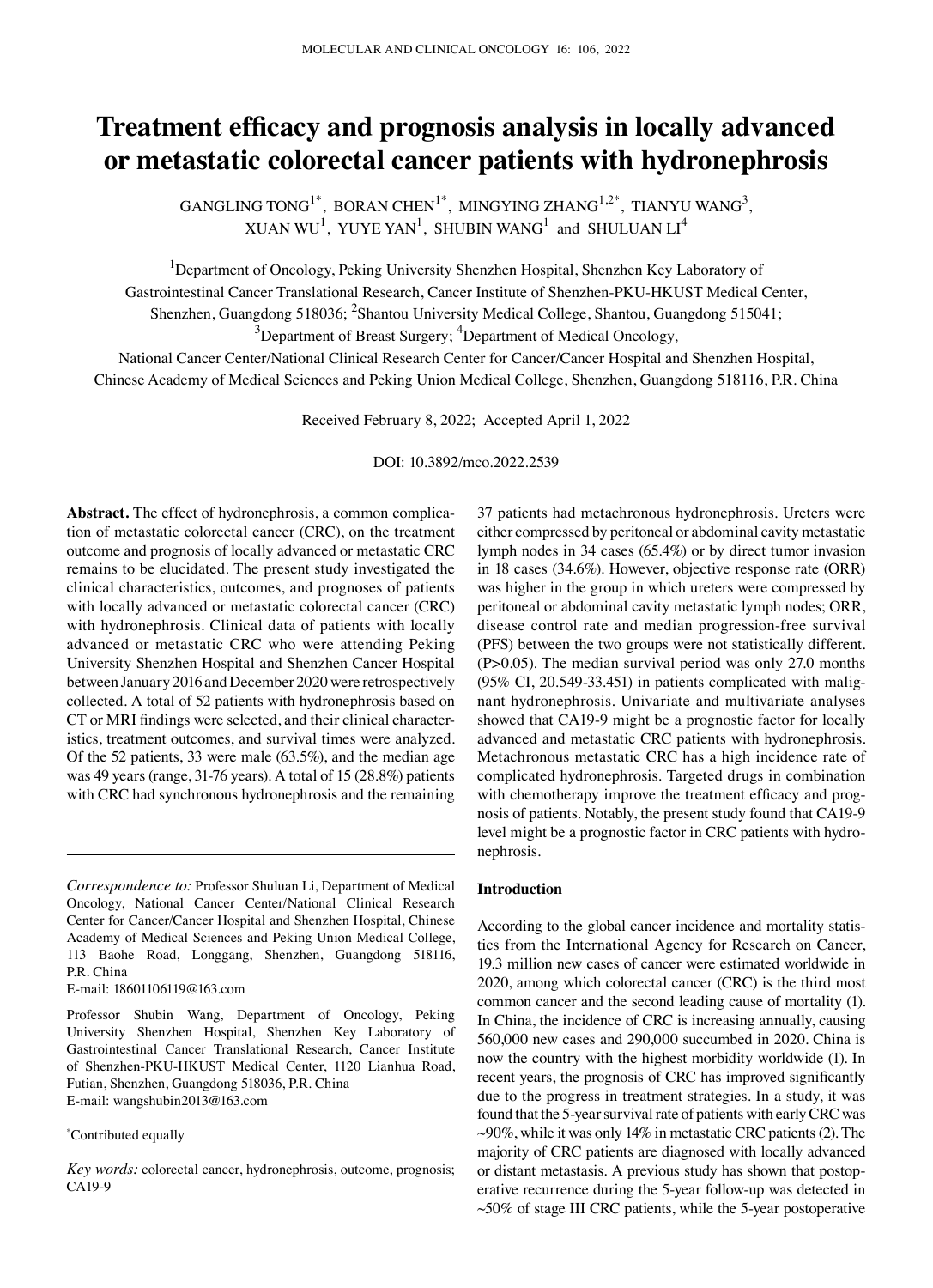# Treatment efficacy and prognosis analysis in locally advanced or metastatic colorectal cancer patients with hydronephrosis

GANGLING TONG[1*], BORAN CHEN[1*], MINGYING ZHANG[1,2*], TIANYU WANG[3], XUAN WU[1], YUYE YAN[1], SHUBIN WANG[1] and SHULUAN LI[4]

[1]Department of Oncology, Peking University Shenzhen Hospital, Shenzhen Key Laboratory of Gastrointestinal Cancer Translational Research, Cancer Institute of Shenzhen-PKU-HKUST Medical Center, Shenzhen, Guangdong 518036; [2]Shantou University Medical College, Shantou, Guangdong 515041; [3]Department of Breast Surgery; [4]Department of Medical Oncology, National Cancer Center/National Clinical Research Center for Cancer/Cancer Hospital and Shenzhen Hospital, Chinese Academy of Medical Sciences and Peking Union Medical College, Shenzhen, Guangdong 518116, P.R. China

Received February 8, 2022; Accepted April 1, 2022

DOI: 10.3892/mco.2022.2539

**Abstract.** The effect of hydronephrosis, a common complication of metastatic colorectal cancer (CRC), on the treatment outcome and prognosis of locally advanced or metastatic CRC remains to be elucidated. The present study investigated the clinical characteristics, outcomes, and prognoses of patients with locally advanced or metastatic colorectal cancer (CRC) with hydronephrosis. Clinical data of patients with locally advanced or metastatic CRC who were attending Peking University Shenzhen Hospital and Shenzhen Cancer Hospital between January 2016 and December 2020 were retrospectively collected. A total of 52 patients with hydronephrosis based on CT or MRI findings were selected, and their clinical characteristics, treatment outcomes, and survival times were analyzed. Of the 52 patients, 33 were male (63.5%), and the median age was 49 years (range, 31-76 years). A total of 15 (28.8%) patients with CRC had synchronous hydronephrosis and the remaining 37 patients had metachronous hydronephrosis. Ureters were either compressed by peritoneal or abdominal cavity metastatic lymph nodes in 34 cases (65.4%) or by direct tumor invasion in 18 cases (34.6%). However, objective response rate (ORR) was higher in the group in which ureters were compressed by peritoneal or abdominal cavity metastatic lymph nodes; ORR, disease control rate and median progression-free survival (PFS) between the two groups were not statistically different. (P>0.05). The median survival period was only 27.0 months (95% CI, 20.549-33.451) in patients complicated with malignant hydronephrosis. Univariate and multivariate analyses showed that CA19-9 might be a prognostic factor for locally advanced and metastatic CRC patients with hydronephrosis. Metachronous metastatic CRC has a high incidence rate of complicated hydronephrosis. Targeted drugs in combination with chemotherapy improve the treatment efficacy and prognosis of patients. Notably, the present study found that CA19-9 level might be a prognostic factor in CRC patients with hydronephrosis.

*Correspondence to:* Professor Shuluan Li, Department of Medical Oncology, National Cancer Center/National Clinical Research Center for Cancer/Cancer Hospital and Shenzhen Hospital, Chinese Academy of Medical Sciences and Peking Union Medical College, 113 Baohe Road, Longgang, Shenzhen, Guangdong 518116, P.R. China
E-mail: 18601106119@163.com

Professor Shubin Wang, Department of Oncology, Peking University Shenzhen Hospital, Shenzhen Key Laboratory of Gastrointestinal Cancer Translational Research, Cancer Institute of Shenzhen-PKU-HKUST Medical Center, 1120 Lianhua Road, Futian, Shenzhen, Guangdong 518036, P.R. China
E-mail: wangshubin2013@163.com

*Contributed equally

*Key words:* colorectal cancer, hydronephrosis, outcome, prognosis; CA19-9

## Introduction

According to the global cancer incidence and mortality statistics from the International Agency for Research on Cancer, 19.3 million new cases of cancer were estimated worldwide in 2020, among which colorectal cancer (CRC) is the third most common cancer and the second leading cause of mortality (1). In China, the incidence of CRC is increasing annually, causing 560,000 new cases and 290,000 succumbed in 2020. China is now the country with the highest morbidity worldwide (1). In recent years, the prognosis of CRC has improved significantly due to the progress in treatment strategies. In a study, it was found that the 5-year survival rate of patients with early CRC was ~90%, while it was only 14% in metastatic CRC patients (2). The majority of CRC patients are diagnosed with locally advanced or distant metastasis. A previous study has shown that postoperative recurrence during the 5-year follow-up was detected in ~50% of stage III CRC patients, while the 5-year postoperative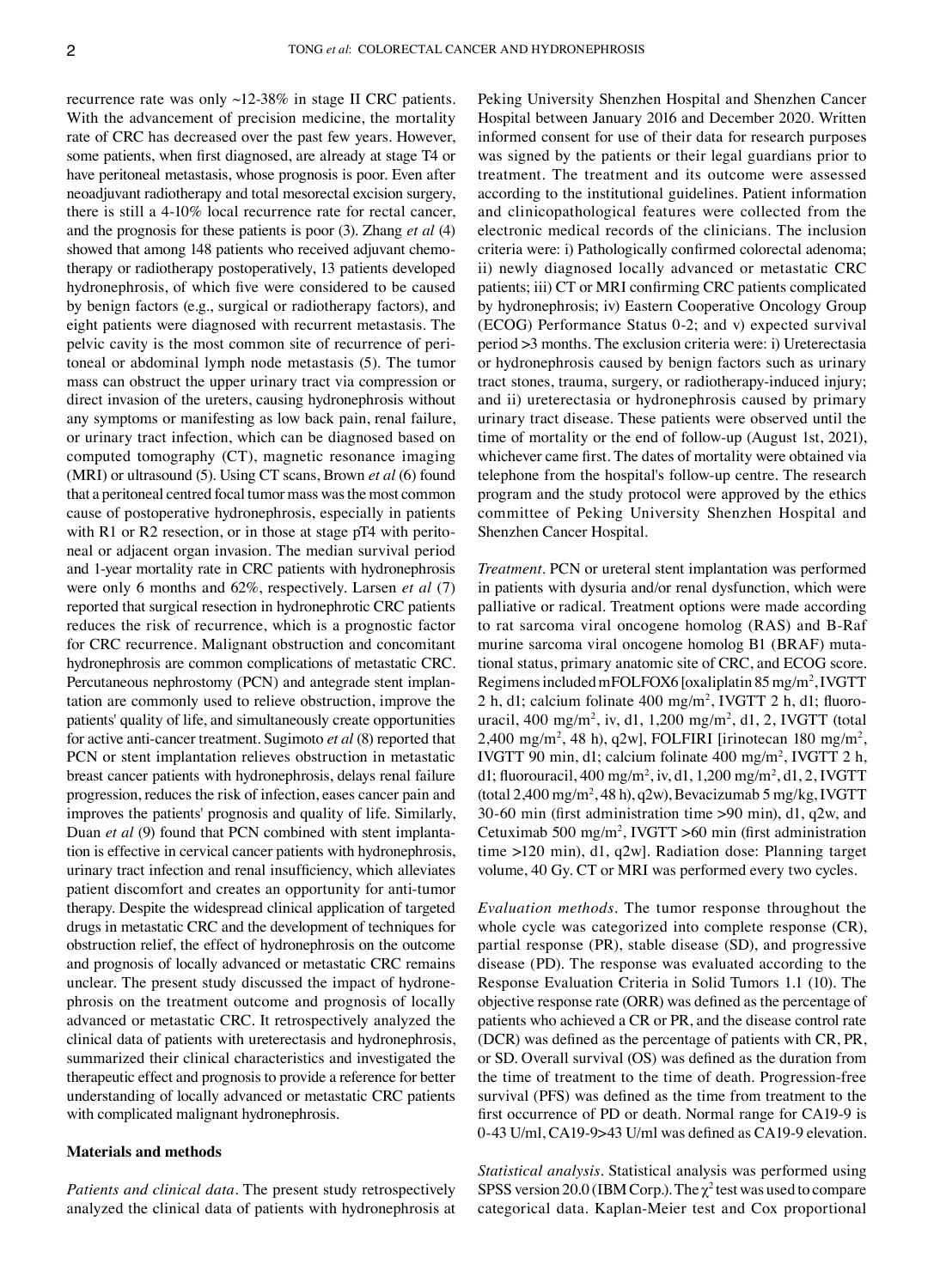recurrence rate was only ~12-38% in stage II CRC patients. With the advancement of precision medicine, the mortality rate of CRC has decreased over the past few years. However, some patients, when first diagnosed, are already at stage T4 or have peritoneal metastasis, whose prognosis is poor. Even after neoadjuvant radiotherapy and total mesorectal excision surgery, there is still a 4-10% local recurrence rate for rectal cancer, and the prognosis for these patients is poor (3). Zhang *et al* (4) showed that among 148 patients who received adjuvant chemotherapy or radiotherapy postoperatively, 13 patients developed hydronephrosis, of which five were considered to be caused by benign factors (e.g., surgical or radiotherapy factors), and eight patients were diagnosed with recurrent metastasis. The pelvic cavity is the most common site of recurrence of peritoneal or abdominal lymph node metastasis (5). The tumor mass can obstruct the upper urinary tract via compression or direct invasion of the ureters, causing hydronephrosis without any symptoms or manifesting as low back pain, renal failure, or urinary tract infection, which can be diagnosed based on computed tomography (CT), magnetic resonance imaging (MRI) or ultrasound (5). Using CT scans, Brown *et al* (6) found that a peritoneal centred focal tumor mass was the most common cause of postoperative hydronephrosis, especially in patients with R1 or R2 resection, or in those at stage pT4 with peritoneal or adjacent organ invasion. The median survival period and 1-year mortality rate in CRC patients with hydronephrosis were only 6 months and 62%, respectively. Larsen *et al* (7) reported that surgical resection in hydronephrotic CRC patients reduces the risk of recurrence, which is a prognostic factor for CRC recurrence. Malignant obstruction and concomitant hydronephrosis are common complications of metastatic CRC. Percutaneous nephrostomy (PCN) and antegrade stent implantation are commonly used to relieve obstruction, improve the patients' quality of life, and simultaneously create opportunities for active anti-cancer treatment. Sugimoto *et al* (8) reported that PCN or stent implantation relieves obstruction in metastatic breast cancer patients with hydronephrosis, delays renal failure progression, reduces the risk of infection, eases cancer pain and improves the patients' prognosis and quality of life. Similarly, Duan *et al* (9) found that PCN combined with stent implantation is effective in cervical cancer patients with hydronephrosis, urinary tract infection and renal insufficiency, which alleviates patient discomfort and creates an opportunity for anti-tumor therapy. Despite the widespread clinical application of targeted drugs in metastatic CRC and the development of techniques for obstruction relief, the effect of hydronephrosis on the outcome and prognosis of locally advanced or metastatic CRC remains unclear. The present study discussed the impact of hydronephrosis on the treatment outcome and prognosis of locally advanced or metastatic CRC. It retrospectively analyzed the clinical data of patients with ureterectasis and hydronephrosis, summarized their clinical characteristics and investigated the therapeutic effect and prognosis to provide a reference for better understanding of locally advanced or metastatic CRC patients with complicated malignant hydronephrosis.

## Materials and methods

*Patients and clinical data.* The present study retrospectively analyzed the clinical data of patients with hydronephrosis at Peking University Shenzhen Hospital and Shenzhen Cancer Hospital between January 2016 and December 2020. Written informed consent for use of their data for research purposes was signed by the patients or their legal guardians prior to treatment. The treatment and its outcome were assessed according to the institutional guidelines. Patient information and clinicopathological features were collected from the electronic medical records of the clinicians. The inclusion criteria were: i) Pathologically confirmed colorectal adenoma; ii) newly diagnosed locally advanced or metastatic CRC patients; iii) CT or MRI confirming CRC patients complicated by hydronephrosis; iv) Eastern Cooperative Oncology Group (ECOG) Performance Status 0-2; and v) expected survival period >3 months. The exclusion criteria were: i) Ureterectasia or hydronephrosis caused by benign factors such as urinary tract stones, trauma, surgery, or radiotherapy-induced injury; and ii) ureterectasia or hydronephrosis caused by primary urinary tract disease. These patients were observed until the time of mortality or the end of follow-up (August 1st, 2021), whichever came first. The dates of mortality were obtained via telephone from the hospital's follow-up centre. The research program and the study protocol were approved by the ethics committee of Peking University Shenzhen Hospital and Shenzhen Cancer Hospital.

*Treatment.* PCN or ureteral stent implantation was performed in patients with dysuria and/or renal dysfunction, which were palliative or radical. Treatment options were made according to rat sarcoma viral oncogene homolog (RAS) and B-Raf murine sarcoma viral oncogene homolog B1 (BRAF) mutational status, primary anatomic site of CRC, and ECOG score. Regimens included mFOLFOX6 [oxaliplatin 85 mg/m$^2$, IVGTT 2 h, d1; calcium folinate 400 mg/m$^2$, IVGTT 2 h, d1; fluorouracil, 400 mg/m$^2$, iv, d1, 1,200 mg/m$^2$, d1, 2, IVGTT (total 2,400 mg/m$^2$, 48 h), q2w], FOLFIRI [irinotecan 180 mg/m$^2$, IVGTT 90 min, d1; calcium folinate 400 mg/m$^2$, IVGTT 2 h, d1; fluorouracil, 400 mg/m$^2$, iv, d1, 1,200 mg/m$^2$, d1, 2, IVGTT (total 2,400 mg/m$^2$, 48 h), q2w), Bevacizumab 5 mg/kg, IVGTT 30-60 min (first administration time >90 min), d1, q2w, and Cetuximab 500 mg/m$^2$, IVGTT >60 min (first administration time >120 min), d1, q2w]. Radiation dose: Planning target volume, 40 Gy. CT or MRI was performed every two cycles.

*Evaluation methods.* The tumor response throughout the whole cycle was categorized into complete response (CR), partial response (PR), stable disease (SD), and progressive disease (PD). The response was evaluated according to the Response Evaluation Criteria in Solid Tumors 1.1 (10). The objective response rate (ORR) was defined as the percentage of patients who achieved a CR or PR, and the disease control rate (DCR) was defined as the percentage of patients with CR, PR, or SD. Overall survival (OS) was defined as the duration from the time of treatment to the time of death. Progression-free survival (PFS) was defined as the time from treatment to the first occurrence of PD or death. Normal range for CA19-9 is 0-43 U/ml, CA19-9>43 U/ml was defined as CA19-9 elevation.

*Statistical analysis.* Statistical analysis was performed using SPSS version 20.0 (IBM Corp.). The $\chi^2$ test was used to compare categorical data. Kaplan-Meier test and Cox proportional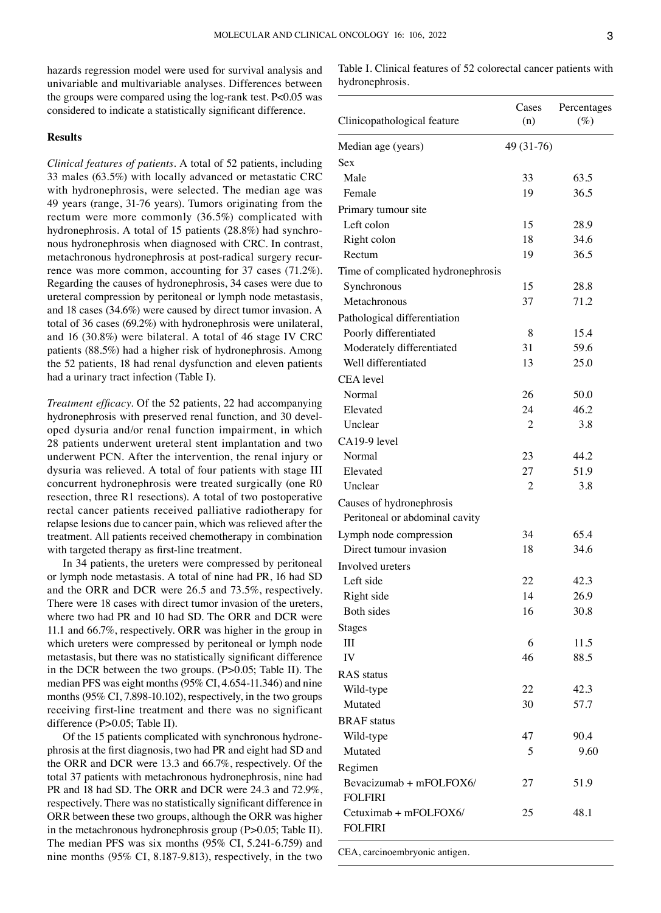hazards regression model were used for survival analysis and univariable and multivariable analyses. Differences between the groups were compared using the log-rank test. P<0.05 was considered to indicate a statistically significant difference.

## Results

*Clinical features of patients.* A total of 52 patients, including 33 males (63.5%) with locally advanced or metastatic CRC with hydronephrosis, were selected. The median age was 49 years (range, 31-76 years). Tumors originating from the rectum were more commonly (36.5%) complicated with hydronephrosis. A total of 15 patients (28.8%) had synchronous hydronephrosis when diagnosed with CRC. In contrast, metachronous hydronephrosis at post-radical surgery recurrence was more common, accounting for 37 cases (71.2%). Regarding the causes of hydronephrosis, 34 cases were due to ureteral compression by peritoneal or lymph node metastasis, and 18 cases (34.6%) were caused by direct tumor invasion. A total of 36 cases (69.2%) with hydronephrosis were unilateral, and 16 (30.8%) were bilateral. A total of 46 stage IV CRC patients (88.5%) had a higher risk of hydronephrosis. Among the 52 patients, 18 had renal dysfunction and eleven patients had a urinary tract infection (Table I).

*Treatment efficacy.* Of the 52 patients, 22 had accompanying hydronephrosis with preserved renal function, and 30 developed dysuria and/or renal function impairment, in which 28 patients underwent ureteral stent implantation and two underwent PCN. After the intervention, the renal injury or dysuria was relieved. A total of four patients with stage III concurrent hydronephrosis were treated surgically (one R0 resection, three R1 resections). A total of two postoperative rectal cancer patients received palliative radiotherapy for relapse lesions due to cancer pain, which was relieved after the treatment. All patients received chemotherapy in combination with targeted therapy as first-line treatment.

In 34 patients, the ureters were compressed by peritoneal or lymph node metastasis. A total of nine had PR, 16 had SD and the ORR and DCR were 26.5 and 73.5%, respectively. There were 18 cases with direct tumor invasion of the ureters, where two had PR and 10 had SD. The ORR and DCR were 11.1 and 66.7%, respectively. ORR was higher in the group in which ureters were compressed by peritoneal or lymph node metastasis, but there was no statistically significant difference in the DCR between the two groups. (P>0.05; Table II). The median PFS was eight months (95% CI, 4.654-11.346) and nine months (95% CI, 7.898-10.102), respectively, in the two groups receiving first-line treatment and there was no significant difference (P>0.05; Table II).

Of the 15 patients complicated with synchronous hydronephrosis at the first diagnosis, two had PR and eight had SD and the ORR and DCR were 13.3 and 66.7%, respectively. Of the total 37 patients with metachronous hydronephrosis, nine had PR and 18 had SD. The ORR and DCR were 24.3 and 72.9%, respectively. There was no statistically significant difference in ORR between these two groups, although the ORR was higher in the metachronous hydronephrosis group (P>0.05; Table II). The median PFS was six months (95% CI, 5.241-6.759) and nine months (95% CI, 8.187-9.813), respectively, in the two

Table I. Clinical features of 52 colorectal cancer patients with hydronephrosis.

| Clinicopathological feature | Cases (n) | Percentages (%) |
|---|---|---|
| Median age (years) | 49 (31-76) | |
| Sex | | |
| Male | 33 | 63.5 |
| Female | 19 | 36.5 |
| Primary tumour site | | |
| Left colon | 15 | 28.9 |
| Right colon | 18 | 34.6 |
| Rectum | 19 | 36.5 |
| Time of complicated hydronephrosis | | |
| Synchronous | 15 | 28.8 |
| Metachronous | 37 | 71.2 |
| Pathological differentiation | | |
| Poorly differentiated | 8 | 15.4 |
| Moderately differentiated | 31 | 59.6 |
| Well differentiated | 13 | 25.0 |
| CEA level | | |
| Normal | 26 | 50.0 |
| Elevated | 24 | 46.2 |
| Unclear | 2 | 3.8 |
| CA19-9 level | | |
| Normal | 23 | 44.2 |
| Elevated | 27 | 51.9 |
| Unclear | 2 | 3.8 |
| Causes of hydronephrosis | | |
| Peritoneal or abdominal cavity | | |
| Lymph node compression | 34 | 65.4 |
| Direct tumour invasion | 18 | 34.6 |
| Involved ureters | | |
| Left side | 22 | 42.3 |
| Right side | 14 | 26.9 |
| Both sides | 16 | 30.8 |
| Stages | | |
| III | 6 | 11.5 |
| IV | 46 | 88.5 |
| RAS status | | |
| Wild-type | 22 | 42.3 |
| Mutated | 30 | 57.7 |
| BRAF status | | |
| Wild-type | 47 | 90.4 |
| Mutated | 5 | 9.60 |
| Regimen | | |
| Bevacizumab + mFOLFOX6/ FOLFIRI | 27 | 51.9 |
| Cetuximab + mFOLFOX6/ FOLFIRI | 25 | 48.1 |

CEA, carcinoembryonic antigen.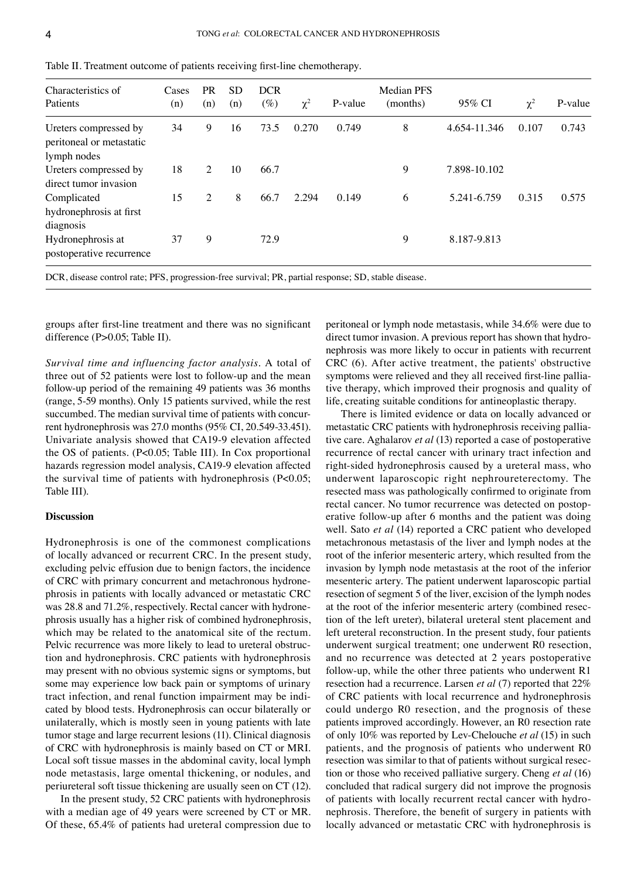Table II. Treatment outcome of patients receiving first-line chemotherapy.

| Characteristics of Patients | Cases (n) | PR (n) | SD (n) | DCR (%) | $\chi^2$ | P-value | Median PFS (months) | 95% CI | $\chi^2$ | P-value |
|---|---|---|---|---|---|---|---|---|---|---|
| Ureters compressed by peritoneal or metastatic lymph nodes | 34 | 9 | 16 | 73.5 | 0.270 | 0.749 | 8 | 4.654-11.346 | 0.107 | 0.743 |
| Ureters compressed by direct tumor invasion | 18 | 2 | 10 | 66.7 | | | 9 | 7.898-10.102 | | |
| Complicated hydronephrosis at first diagnosis | 15 | 2 | 8 | 66.7 | 2.294 | 0.149 | 6 | 5.241-6.759 | 0.315 | 0.575 |
| Hydronephrosis at postoperative recurrence | 37 | 9 | | 72.9 | | | 9 | 8.187-9.813 | | |

DCR, disease control rate; PFS, progression-free survival; PR, partial response; SD, stable disease.

groups after first-line treatment and there was no significant difference (P>0.05; Table II).

*Survival time and influencing factor analysis.* A total of three out of 52 patients were lost to follow-up and the mean follow-up period of the remaining 49 patients was 36 months (range, 5-59 months). Only 15 patients survived, while the rest succumbed. The median survival time of patients with concurrent hydronephrosis was 27.0 months (95% CI, 20.549-33.451). Univariate analysis showed that CA19-9 elevation affected the OS of patients. (P<0.05; Table III). In Cox proportional hazards regression model analysis, CA19-9 elevation affected the survival time of patients with hydronephrosis (P<0.05; Table III).

## Discussion

Hydronephrosis is one of the commonest complications of locally advanced or recurrent CRC. In the present study, excluding pelvic effusion due to benign factors, the incidence of CRC with primary concurrent and metachronous hydronephrosis in patients with locally advanced or metastatic CRC was 28.8 and 71.2%, respectively. Rectal cancer with hydronephrosis usually has a higher risk of combined hydronephrosis, which may be related to the anatomical site of the rectum. Pelvic recurrence was more likely to lead to ureteral obstruction and hydronephrosis. CRC patients with hydronephrosis may present with no obvious systemic signs or symptoms, but some may experience low back pain or symptoms of urinary tract infection, and renal function impairment may be indicated by blood tests. Hydronephrosis can occur bilaterally or unilaterally, which is mostly seen in young patients with late tumor stage and large recurrent lesions (11). Clinical diagnosis of CRC with hydronephrosis is mainly based on CT or MRI. Local soft tissue masses in the abdominal cavity, local lymph node metastasis, large omental thickening, or nodules, and periureteral soft tissue thickening are usually seen on CT (12).

In the present study, 52 CRC patients with hydronephrosis with a median age of 49 years were screened by CT or MR. Of these, 65.4% of patients had ureteral compression due to peritoneal or lymph node metastasis, while 34.6% were due to direct tumor invasion. A previous report has shown that hydronephrosis was more likely to occur in patients with recurrent CRC (6). After active treatment, the patients' obstructive symptoms were relieved and they all received first-line palliative therapy, which improved their prognosis and quality of life, creating suitable conditions for antineoplastic therapy.

There is limited evidence or data on locally advanced or metastatic CRC patients with hydronephrosis receiving palliative care. Aghalarov *et al* (13) reported a case of postoperative recurrence of rectal cancer with urinary tract infection and right-sided hydronephrosis caused by a ureteral mass, who underwent laparoscopic right nephroureterectomy. The resected mass was pathologically confirmed to originate from rectal cancer. No tumor recurrence was detected on postoperative follow-up after 6 months and the patient was doing well. Sato *et al* (14) reported a CRC patient who developed metachronous metastasis of the liver and lymph nodes at the root of the inferior mesenteric artery, which resulted from the invasion by lymph node metastasis at the root of the inferior mesenteric artery. The patient underwent laparoscopic partial resection of segment 5 of the liver, excision of the lymph nodes at the root of the inferior mesenteric artery (combined resection of the left ureter), bilateral ureteral stent placement and left ureteral reconstruction. In the present study, four patients underwent surgical treatment; one underwent R0 resection, and no recurrence was detected at 2 years postoperative follow-up, while the other three patients who underwent R1 resection had a recurrence. Larsen *et al* (7) reported that 22% of CRC patients with local recurrence and hydronephrosis could undergo R0 resection, and the prognosis of these patients improved accordingly. However, an R0 resection rate of only 10% was reported by Lev-Chelouche *et al* (15) in such patients, and the prognosis of patients who underwent R0 resection was similar to that of patients without surgical resection or those who received palliative surgery. Cheng *et al* (16) concluded that radical surgery did not improve the prognosis of patients with locally recurrent rectal cancer with hydronephrosis. Therefore, the benefit of surgery in patients with locally advanced or metastatic CRC with hydronephrosis is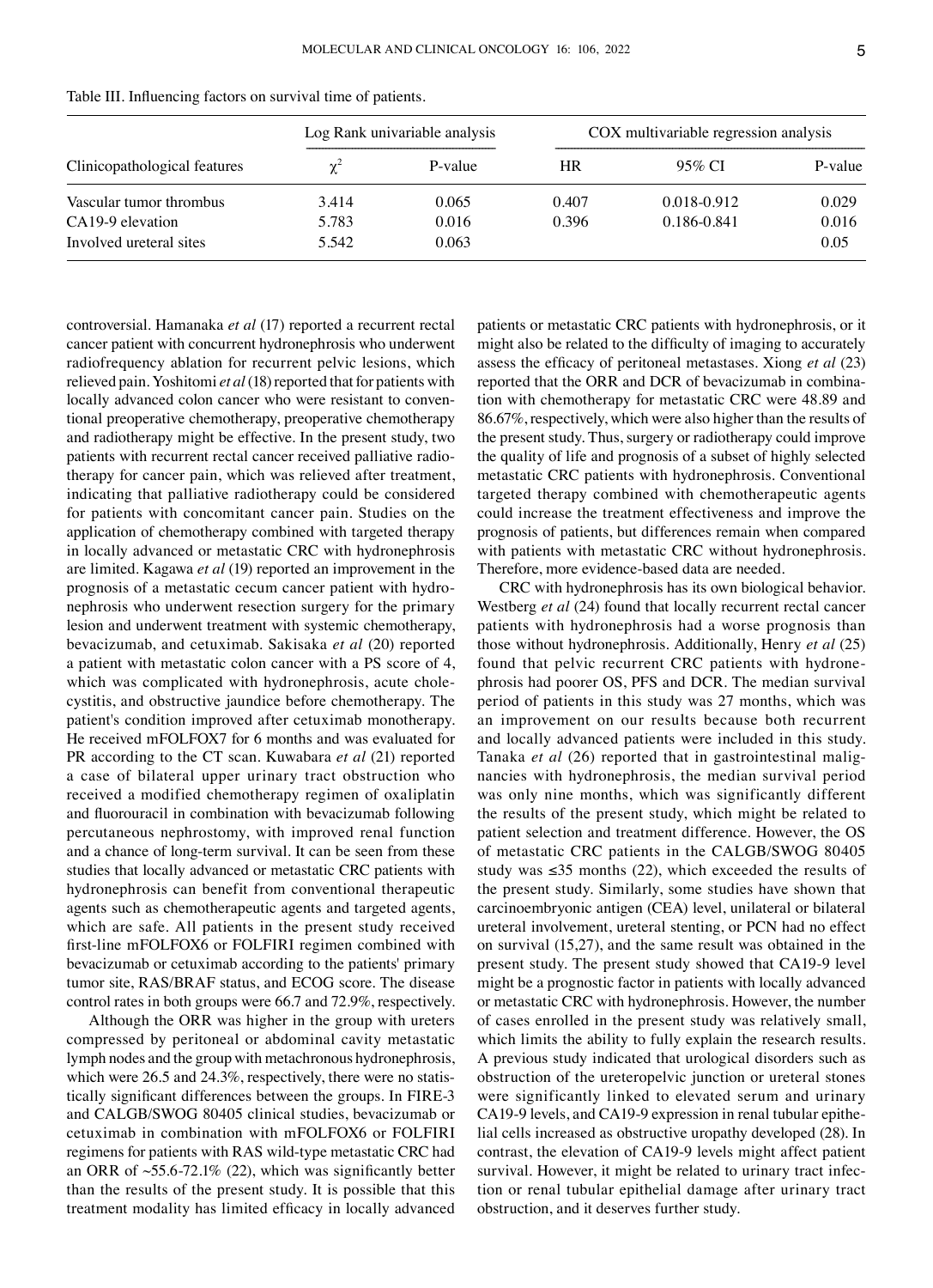Table III. Influencing factors on survival time of patients.

| Clinicopathological features | Log Rank univariable analysis | | COX multivariable regression analysis | | |
|---|---|---|---|---|---|
| | $\chi^2$ | P-value | HR | 95% CI | P-value |
| Vascular tumor thrombus | 3.414 | 0.065 | 0.407 | 0.018-0.912 | 0.029 |
| CA19-9 elevation | 5.783 | 0.016 | 0.396 | 0.186-0.841 | 0.016 |
| Involved ureteral sites | 5.542 | 0.063 | | | 0.05 |

controversial. Hamanaka *et al* (17) reported a recurrent rectal cancer patient with concurrent hydronephrosis who underwent radiofrequency ablation for recurrent pelvic lesions, which relieved pain. Yoshitomi *et al* (18) reported that for patients with locally advanced colon cancer who were resistant to conventional preoperative chemotherapy, preoperative chemotherapy and radiotherapy might be effective. In the present study, two patients with recurrent rectal cancer received palliative radiotherapy for cancer pain, which was relieved after treatment, indicating that palliative radiotherapy could be considered for patients with concomitant cancer pain. Studies on the application of chemotherapy combined with targeted therapy in locally advanced or metastatic CRC with hydronephrosis are limited. Kagawa *et al* (19) reported an improvement in the prognosis of a metastatic cecum cancer patient with hydronephrosis who underwent resection surgery for the primary lesion and underwent treatment with systemic chemotherapy, bevacizumab, and cetuximab. Sakisaka *et al* (20) reported a patient with metastatic colon cancer with a PS score of 4, which was complicated with hydronephrosis, acute cholecystitis, and obstructive jaundice before chemotherapy. The patient's condition improved after cetuximab monotherapy. He received mFOLFOX7 for 6 months and was evaluated for PR according to the CT scan. Kuwabara *et al* (21) reported a case of bilateral upper urinary tract obstruction who received a modified chemotherapy regimen of oxaliplatin and fluorouracil in combination with bevacizumab following percutaneous nephrostomy, with improved renal function and a chance of long-term survival. It can be seen from these studies that locally advanced or metastatic CRC patients with hydronephrosis can benefit from conventional therapeutic agents such as chemotherapeutic agents and targeted agents, which are safe. All patients in the present study received first-line mFOLFOX6 or FOLFIRI regimen combined with bevacizumab or cetuximab according to the patients' primary tumor site, RAS/BRAF status, and ECOG score. The disease control rates in both groups were 66.7 and 72.9%, respectively.

Although the ORR was higher in the group with ureters compressed by peritoneal or abdominal cavity metastatic lymph nodes and the group with metachronous hydronephrosis, which were 26.5 and 24.3%, respectively, there were no statistically significant differences between the groups. In FIRE-3 and CALGB/SWOG 80405 clinical studies, bevacizumab or cetuximab in combination with mFOLFOX6 or FOLFIRI regimens for patients with RAS wild-type metastatic CRC had an ORR of ~55.6-72.1% (22), which was significantly better than the results of the present study. It is possible that this treatment modality has limited efficacy in locally advanced patients or metastatic CRC patients with hydronephrosis, or it might also be related to the difficulty of imaging to accurately assess the efficacy of peritoneal metastases. Xiong *et al* (23) reported that the ORR and DCR of bevacizumab in combination with chemotherapy for metastatic CRC were 48.89 and 86.67%, respectively, which were also higher than the results of the present study. Thus, surgery or radiotherapy could improve the quality of life and prognosis of a subset of highly selected metastatic CRC patients with hydronephrosis. Conventional targeted therapy combined with chemotherapeutic agents could increase the treatment effectiveness and improve the prognosis of patients, but differences remain when compared with patients with metastatic CRC without hydronephrosis. Therefore, more evidence-based data are needed.

CRC with hydronephrosis has its own biological behavior. Westberg *et al* (24) found that locally recurrent rectal cancer patients with hydronephrosis had a worse prognosis than those without hydronephrosis. Additionally, Henry *et al* (25) found that pelvic recurrent CRC patients with hydronephrosis had poorer OS, PFS and DCR. The median survival period of patients in this study was 27 months, which was an improvement on our results because both recurrent and locally advanced patients were included in this study. Tanaka *et al* (26) reported that in gastrointestinal malignancies with hydronephrosis, the median survival period was only nine months, which was significantly different the results of the present study, which might be related to patient selection and treatment difference. However, the OS of metastatic CRC patients in the CALGB/SWOG 80405 study was ≤35 months (22), which exceeded the results of the present study. Similarly, some studies have shown that carcinoembryonic antigen (CEA) level, unilateral or bilateral ureteral involvement, ureteral stenting, or PCN had no effect on survival (15,27), and the same result was obtained in the present study. The present study showed that CA19-9 level might be a prognostic factor in patients with locally advanced or metastatic CRC with hydronephrosis. However, the number of cases enrolled in the present study was relatively small, which limits the ability to fully explain the research results. A previous study indicated that urological disorders such as obstruction of the ureteropelvic junction or ureteral stones were significantly linked to elevated serum and urinary CA19-9 levels, and CA19-9 expression in renal tubular epithelial cells increased as obstructive uropathy developed (28). In contrast, the elevation of CA19-9 levels might affect patient survival. However, it might be related to urinary tract infection or renal tubular epithelial damage after urinary tract obstruction, and it deserves further study.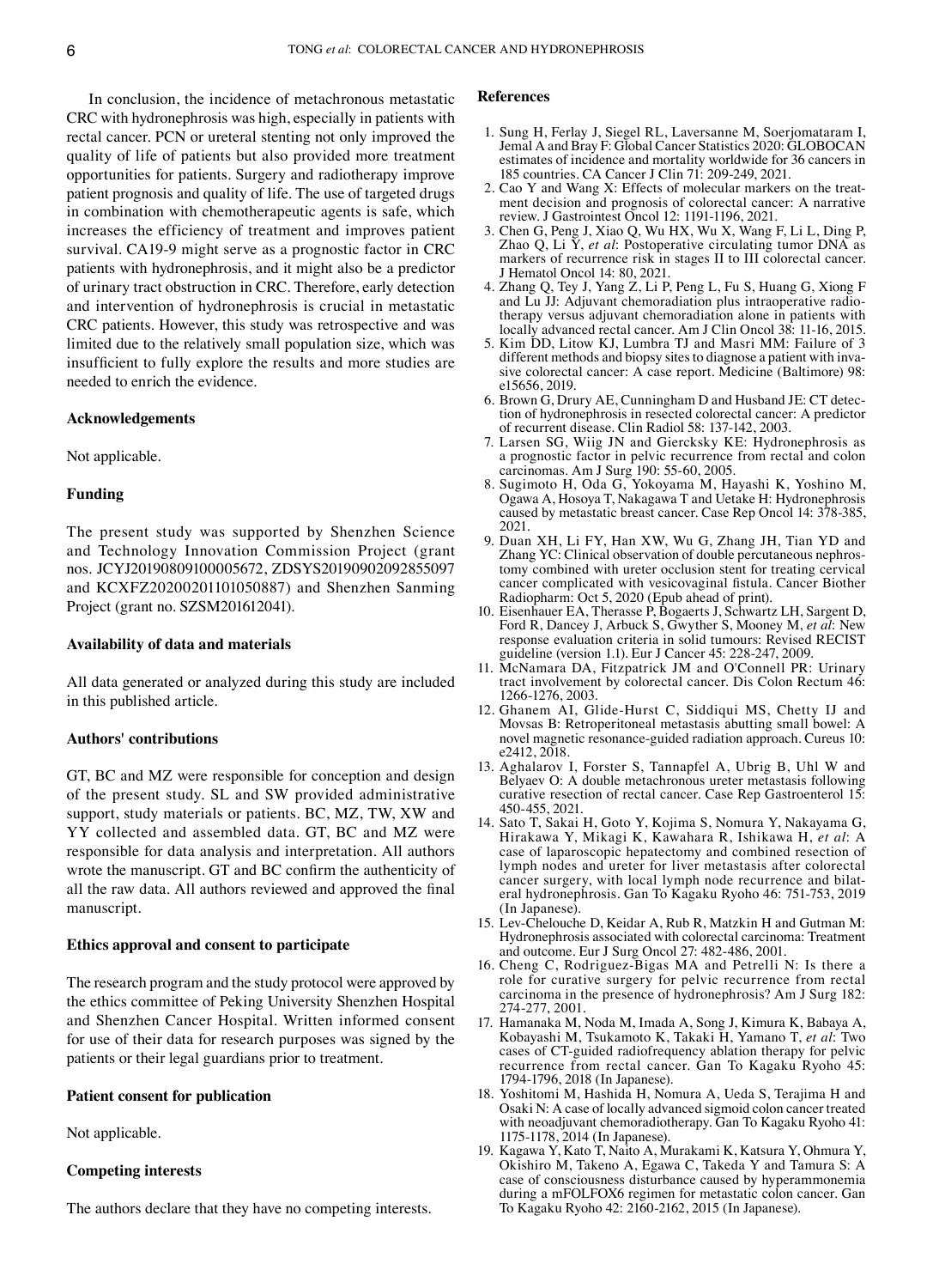In conclusion, the incidence of metachronous metastatic CRC with hydronephrosis was high, especially in patients with rectal cancer. PCN or ureteral stenting not only improved the quality of life of patients but also provided more treatment opportunities for patients. Surgery and radiotherapy improve patient prognosis and quality of life. The use of targeted drugs in combination with chemotherapeutic agents is safe, which increases the efficiency of treatment and improves patient survival. CA19‑9 might serve as a prognostic factor in CRC patients with hydronephrosis, and it might also be a predictor of urinary tract obstruction in CRC. Therefore, early detection and intervention of hydronephrosis is crucial in metastatic CRC patients. However, this study was retrospective and was limited due to the relatively small population size, which was insufficient to fully explore the results and more studies are needed to enrich the evidence.

## Acknowledgements

Not applicable.

## Funding

The present study was supported by Shenzhen Science and Technology Innovation Commission Project (grant nos. JCYJ20190809100005672, ZDSYS20190902092855097 and KCXFZ20200201101050887) and Shenzhen Sanming Project (grant no. SZSM201612041).

## Availability of data and materials

All data generated or analyzed during this study are included in this published article.

## Authors' contributions

GT, BC and MZ were responsible for conception and design of the present study. SL and SW provided administrative support, study materials or patients. BC, MZ, TW, XW and YY collected and assembled data. GT, BC and MZ were responsible for data analysis and interpretation. All authors wrote the manuscript. GT and BC confirm the authenticity of all the raw data. All authors reviewed and approved the final manuscript.

## Ethics approval and consent to participate

The research program and the study protocol were approved by the ethics committee of Peking University Shenzhen Hospital and Shenzhen Cancer Hospital. Written informed consent for use of their data for research purposes was signed by the patients or their legal guardians prior to treatment.

## Patient consent for publication

Not applicable.

## Competing interests

The authors declare that they have no competing interests.

## References

1. Sung H, Ferlay J, Siegel RL, Laversanne M, Soerjomataram I, Jemal A and Bray F: Global Cancer Statistics 2020: GLOBOCAN estimates of incidence and mortality worldwide for 36 cancers in 185 countries. CA Cancer J Clin 71: 209‑249, 2021.
2. Cao Y and Wang X: Effects of molecular markers on the treatment decision and prognosis of colorectal cancer: A narrative review. J Gastrointest Oncol 12: 1191‑1196, 2021.
3. Chen G, Peng J, Xiao Q, Wu HX, Wu X, Wang F, Li L, Ding P, Zhao Q, Li Y, *et al*: Postoperative circulating tumor DNA as markers of recurrence risk in stages II to III colorectal cancer. J Hematol Oncol 14: 80, 2021.
4. Zhang Q, Tey J, Yang Z, Li P, Peng L, Fu S, Huang G, Xiong F and Lu JJ: Adjuvant chemoradiation plus intraoperative radiotherapy versus adjuvant chemoradiation alone in patients with locally advanced rectal cancer. Am J Clin Oncol 38: 11‑16, 2015.
5. Kim DD, Litow KJ, Lumbra TJ and Masri MM: Failure of 3 different methods and biopsy sites to diagnose a patient with invasive colorectal cancer: A case report. Medicine (Baltimore) 98: e15656, 2019.
6. Brown G, Drury AE, Cunningham D and Husband JE: CT detection of hydronephrosis in resected colorectal cancer: A predictor of recurrent disease. Clin Radiol 58: 137‑142, 2003.
7. Larsen SG, Wiig JN and Giercksky KE: Hydronephrosis as a prognostic factor in pelvic recurrence from rectal and colon carcinomas. Am J Surg 190: 55‑60, 2005.
8. Sugimoto H, Oda G, Yokoyama M, Hayashi K, Yoshino M, Ogawa A, Hosoya T, Nakagawa T and Uetake H: Hydronephrosis caused by metastatic breast cancer. Case Rep Oncol 14: 378‑385, 2021.
9. Duan XH, Li FY, Han XW, Wu G, Zhang JH, Tian YD and Zhang YC: Clinical observation of double percutaneous nephrostomy combined with ureter occlusion stent for treating cervical cancer complicated with vesicovaginal fistula. Cancer Biother Radiopharm: Oct 5, 2020 (Epub ahead of print).
10. Eisenhauer EA, Therasse P, Bogaerts J, Schwartz LH, Sargent D, Ford R, Dancey J, Arbuck S, Gwyther S, Mooney M, *et al*: New response evaluation criteria in solid tumours: Revised RECIST guideline (version 1.1). Eur J Cancer 45: 228‑247, 2009.
11. McNamara DA, Fitzpatrick JM and O'Connell PR: Urinary tract involvement by colorectal cancer. Dis Colon Rectum 46: 1266‑1276, 2003.
12. Ghanem AI, Glide‑Hurst C, Siddiqui MS, Chetty IJ and Movsas B: Retroperitoneal metastasis abutting small bowel: A novel magnetic resonance‑guided radiation approach. Cureus 10: e2412, 2018.
13. Aghalarov I, Forster S, Tannapfel A, Ubrig B, Uhl W and Belyaev O: A double metachronous ureter metastasis following curative resection of rectal cancer. Case Rep Gastroenterol 15: 450‑455, 2021.
14. Sato T, Sakai H, Goto Y, Kojima S, Nomura Y, Nakayama G, Hirakawa Y, Mikagi K, Kawahara R, Ishikawa H, *et al*: A case of laparoscopic hepatectomy and combined resection of lymph nodes and ureter for liver metastasis after colorectal cancer surgery, with local lymph node recurrence and bilateral hydronephrosis. Gan To Kagaku Ryoho 46: 751‑753, 2019 (In Japanese).
15. Lev‑Chelouche D, Keidar A, Rub R, Matzkin H and Gutman M: Hydronephrosis associated with colorectal carcinoma: Treatment and outcome. Eur J Surg Oncol 27: 482‑486, 2001.
16. Cheng C, Rodriguez‑Bigas MA and Petrelli N: Is there a role for curative surgery for pelvic recurrence from rectal carcinoma in the presence of hydronephrosis? Am J Surg 182: 274‑277, 2001.
17. Hamanaka M, Noda M, Imada A, Song J, Kimura K, Babaya A, Kobayashi M, Tsukamoto K, Takaki H, Yamano T, *et al*: Two cases of CT‑guided radiofrequency ablation therapy for pelvic recurrence from rectal cancer. Gan To Kagaku Ryoho 45: 1794‑1796, 2018 (In Japanese).
18. Yoshitomi M, Hashida H, Nomura A, Ueda S, Terajima H and Osaki N: A case of locally advanced sigmoid colon cancer treated with neoadjuvant chemoradiotherapy. Gan To Kagaku Ryoho 41: 1175‑1178, 2014 (In Japanese).
19. Kagawa Y, Kato T, Naito A, Murakami K, Katsura Y, Ohmura Y, Okishiro M, Takeno A, Egawa C, Takeda Y and Tamura S: A case of consciousness disturbance caused by hyperammonemia during a mFOLFOX6 regimen for metastatic colon cancer. Gan To Kagaku Ryoho 42: 2160‑2162, 2015 (In Japanese).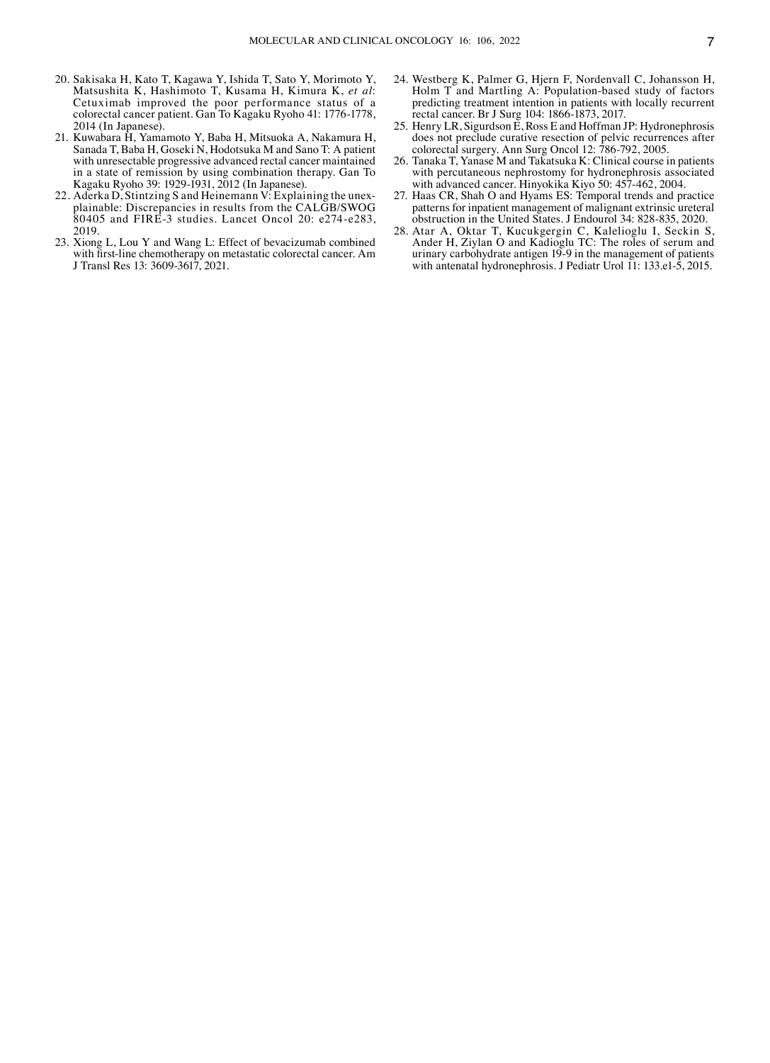20. Sakisaka H, Kato T, Kagawa Y, Ishida T, Sato Y, Morimoto Y, Matsushita K, Hashimoto T, Kusama H, Kimura K, *et al*: Cetuximab improved the poor performance status of a colorectal cancer patient. Gan To Kagaku Ryoho 41: 1776-1778, 2014 (In Japanese).
21. Kuwabara H, Yamamoto Y, Baba H, Mitsuoka A, Nakamura H, Sanada T, Baba H, Goseki N, Hodotsuka M and Sano T: A patient with unresectable progressive advanced rectal cancer maintained in a state of remission by using combination therapy. Gan To Kagaku Ryoho 39: 1929-1931, 2012 (In Japanese).
22. Aderka D, Stintzing S and Heinemann V: Explaining the unexplainable: Discrepancies in results from the CALGB/SWOG 80405 and FIRE-3 studies. Lancet Oncol 20: e274-e283, 2019.
23. Xiong L, Lou Y and Wang L: Effect of bevacizumab combined with first-line chemotherapy on metastatic colorectal cancer. Am J Transl Res 13: 3609-3617, 2021.
24. Westberg K, Palmer G, Hjern F, Nordenvall C, Johansson H, Holm T and Martling A: Population-based study of factors predicting treatment intention in patients with locally recurrent rectal cancer. Br J Surg 104: 1866-1873, 2017.
25. Henry LR, Sigurdson E, Ross E and Hoffman JP: Hydronephrosis does not preclude curative resection of pelvic recurrences after colorectal surgery. Ann Surg Oncol 12: 786-792, 2005.
26. Tanaka T, Yanase M and Takatsuka K: Clinical course in patients with percutaneous nephrostomy for hydronephrosis associated with advanced cancer. Hinyokika Kiyo 50: 457-462, 2004.
27. Haas CR, Shah O and Hyams ES: Temporal trends and practice patterns for inpatient management of malignant extrinsic ureteral obstruction in the United States. J Endourol 34: 828-835, 2020.
28. Atar A, Oktar T, Kucukgergin C, Kalelioglu I, Seckin S, Ander H, Ziylan O and Kadioglu TC: The roles of serum and urinary carbohydrate antigen 19-9 in the management of patients with antenatal hydronephrosis. J Pediatr Urol 11: 133.e1-5, 2015.